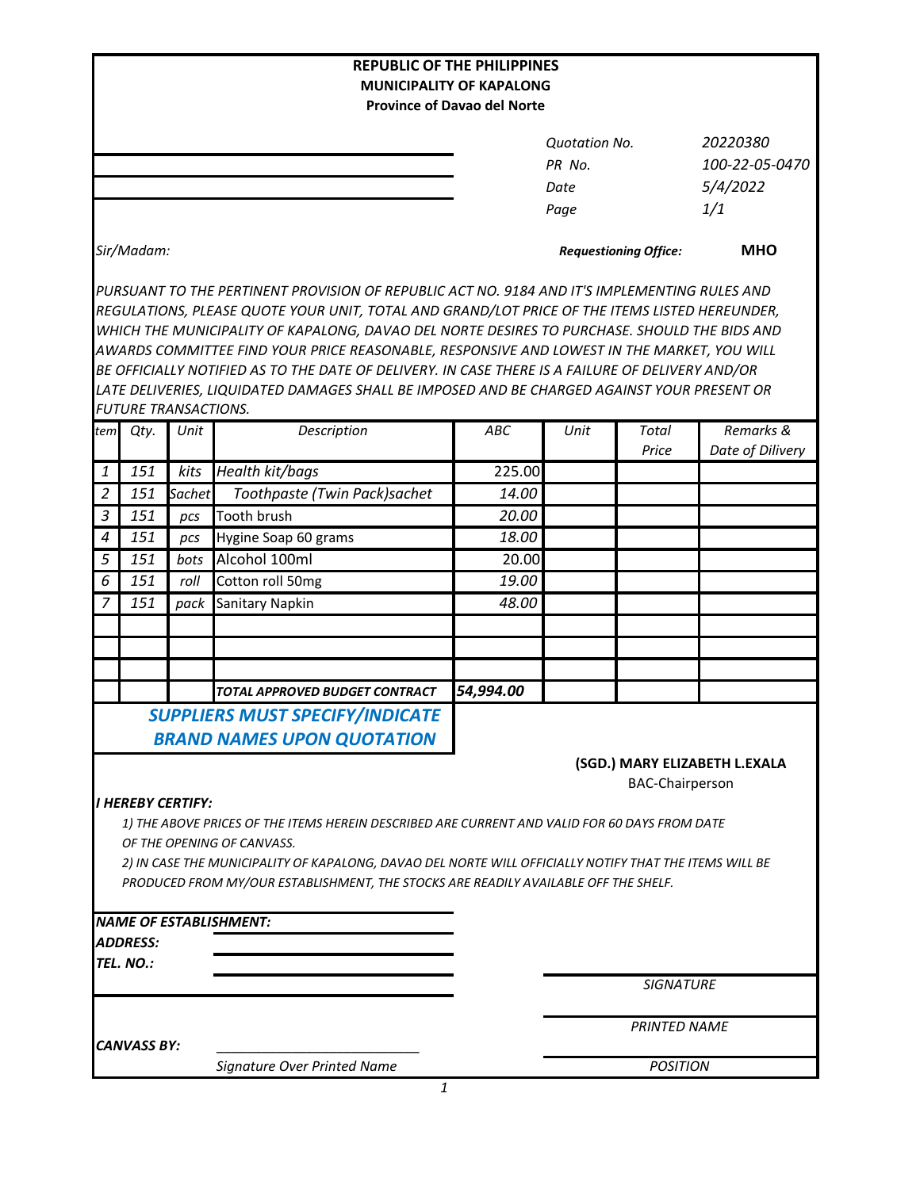**REPUBLIC OF THE PHILIPPINES**
**MUNICIPALITY OF KAPALONG**
**Province of Davao del Norte**

| | |
|---|---|
| *Quotation No.* | *20220380* |
| *PR No.* | *100-22-05-0470* |
| *Date* | *5/4/2022* |
| *Page* | *1/1* |

*Sir/Madam:*

***Requestioning Office:*** **MHO**

*PURSUANT TO THE PERTINENT PROVISION OF REPUBLIC ACT NO. 9184 AND IT'S IMPLEMENTING RULES AND REGULATIONS, PLEASE QUOTE YOUR UNIT, TOTAL AND GRAND/LOT PRICE OF THE ITEMS LISTED HEREUNDER, WHICH THE MUNICIPALITY OF KAPALONG, DAVAO DEL NORTE DESIRES TO PURCHASE. SHOULD THE BIDS AND AWARDS COMMITTEE FIND YOUR PRICE REASONABLE, RESPONSIVE AND LOWEST IN THE MARKET, YOU WILL BE OFFICIALLY NOTIFIED AS TO THE DATE OF DELIVERY. IN CASE THERE IS A FAILURE OF DELIVERY AND/OR LATE DELIVERIES, LIQUIDATED DAMAGES SHALL BE IMPOSED AND BE CHARGED AGAINST YOUR PRESENT OR FUTURE TRANSACTIONS.*

| *tem* | *Qty.* | *Unit* | *Description* | *ABC* | *Unit* | *Total Price* | *Remarks & Date of Dilivery* |
|---|---|---|---|---|---|---|---|
| 1 | 151 | kits | Health kit/bags | 225.00 | | | |
| 2 | 151 | Sachet | Toothpaste (Twin Pack)sachet | 14.00 | | | |
| 3 | 151 | pcs | Tooth brush | 20.00 | | | |
| 4 | 151 | pcs | Hygine Soap 60 grams | 18.00 | | | |
| 5 | 151 | bots | Alcohol 100ml | 20.00 | | | |
| 6 | 151 | roll | Cotton roll 50mg | 19.00 | | | |
| 7 | 151 | pack | Sanitary Napkin | 48.00 | | | |
| | | | | | | | |
| | | | | | | | |
| | | | | | | | |
| | | | ***TOTAL APPROVED BUDGET CONTRACT*** | ***54,994.00*** | | | |

***SUPPLIERS MUST SPECIFY/INDICATE BRAND NAMES UPON QUOTATION***

**(SGD.) MARY ELIZABETH L.EXALA**
BAC-Chairperson

***I HEREBY CERTIFY:***

*1) THE ABOVE PRICES OF THE ITEMS HEREIN DESCRIBED ARE CURRENT AND VALID FOR 60 DAYS FROM DATE OF THE OPENING OF CANVASS.*

*2) IN CASE THE MUNICIPALITY OF KAPALONG, DAVAO DEL NORTE WILL OFFICIALLY NOTIFY THAT THE ITEMS WILL BE PRODUCED FROM MY/OUR ESTABLISHMENT, THE STOCKS ARE READILY AVAILABLE OFF THE SHELF.*

***NAME OF ESTABLISHMENT:*** ____________________

***ADDRESS:*** ____________________

***TEL. NO.:*** ____________________

*SIGNATURE*

*PRINTED NAME*

***CANVASS BY:*** ____________________
*Signature Over Printed Name*

*POSITION*